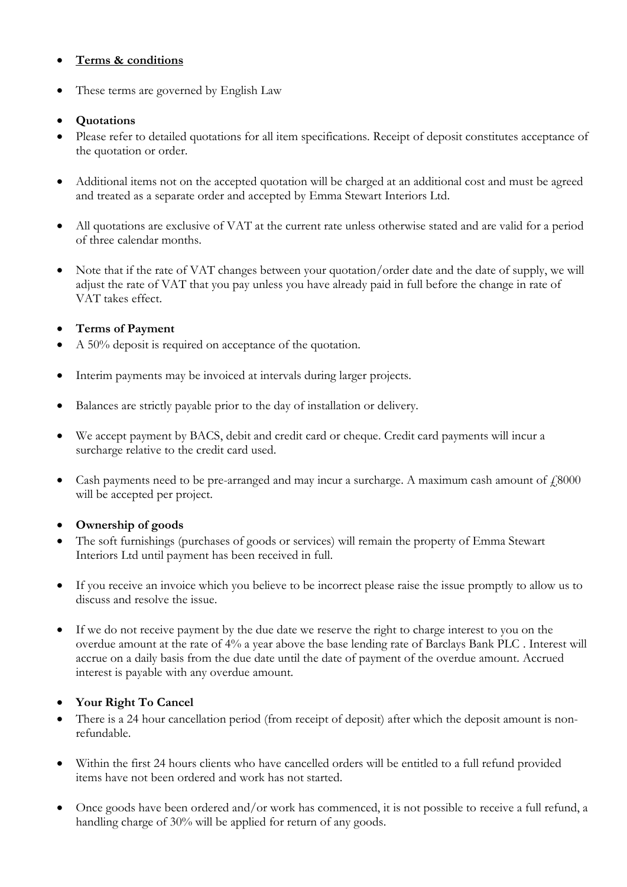- **Terms & conditions**

- These terms are governed by English Law

- **Quotations**
- Please refer to detailed quotations for all item specifications. Receipt of deposit constitutes acceptance of the quotation or order.

- Additional items not on the accepted quotation will be charged at an additional cost and must be agreed and treated as a separate order and accepted by Emma Stewart Interiors Ltd.

- All quotations are exclusive of VAT at the current rate unless otherwise stated and are valid for a period of three calendar months.

- Note that if the rate of VAT changes between your quotation/order date and the date of supply, we will adjust the rate of VAT that you pay unless you have already paid in full before the change in rate of VAT takes effect.

- **Terms of Payment**
- A 50% deposit is required on acceptance of the quotation.

- Interim payments may be invoiced at intervals during larger projects.

- Balances are strictly payable prior to the day of installation or delivery.

- We accept payment by BACS, debit and credit card or cheque. Credit card payments will incur a surcharge relative to the credit card used.

- Cash payments need to be pre-arranged and may incur a surcharge. A maximum cash amount of £8000 will be accepted per project.

- **Ownership of goods**
- The soft furnishings (purchases of goods or services) will remain the property of Emma Stewart Interiors Ltd until payment has been received in full.

- If you receive an invoice which you believe to be incorrect please raise the issue promptly to allow us to discuss and resolve the issue.

- If we do not receive payment by the due date we reserve the right to charge interest to you on the overdue amount at the rate of 4% a year above the base lending rate of Barclays Bank PLC . Interest will accrue on a daily basis from the due date until the date of payment of the overdue amount. Accrued interest is payable with any overdue amount.

- **Your Right To Cancel**
- There is a 24 hour cancellation period (from receipt of deposit) after which the deposit amount is non-refundable.

- Within the first 24 hours clients who have cancelled orders will be entitled to a full refund provided items have not been ordered and work has not started.

- Once goods have been ordered and/or work has commenced, it is not possible to receive a full refund, a handling charge of 30% will be applied for return of any goods.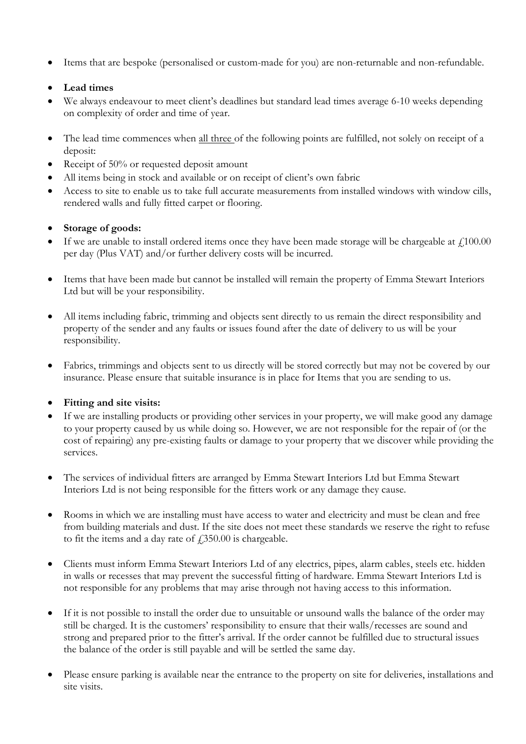- Items that are bespoke (personalised or custom-made for you) are non-returnable and non-refundable.

- **Lead times**
- We always endeavour to meet client's deadlines but standard lead times average 6-10 weeks depending on complexity of order and time of year.

- The lead time commences when <u>all three</u> of the following points are fulfilled, not solely on receipt of a deposit:
- Receipt of 50% or requested deposit amount
- All items being in stock and available or on receipt of client's own fabric
- Access to site to enable us to take full accurate measurements from installed windows with window cills, rendered walls and fully fitted carpet or flooring.

- **Storage of goods:**
- If we are unable to install ordered items once they have been made storage will be chargeable at £100.00 per day (Plus VAT) and/or further delivery costs will be incurred.

- Items that have been made but cannot be installed will remain the property of Emma Stewart Interiors Ltd but will be your responsibility.

- All items including fabric, trimming and objects sent directly to us remain the direct responsibility and property of the sender and any faults or issues found after the date of delivery to us will be your responsibility.

- Fabrics, trimmings and objects sent to us directly will be stored correctly but may not be covered by our insurance. Please ensure that suitable insurance is in place for Items that you are sending to us.

- **Fitting and site visits:**
- If we are installing products or providing other services in your property, we will make good any damage to your property caused by us while doing so. However, we are not responsible for the repair of (or the cost of repairing) any pre-existing faults or damage to your property that we discover while providing the services.

- The services of individual fitters are arranged by Emma Stewart Interiors Ltd but Emma Stewart Interiors Ltd is not being responsible for the fitters work or any damage they cause.

- Rooms in which we are installing must have access to water and electricity and must be clean and free from building materials and dust. If the site does not meet these standards we reserve the right to refuse to fit the items and a day rate of £350.00 is chargeable.

- Clients must inform Emma Stewart Interiors Ltd of any electrics, pipes, alarm cables, steels etc. hidden in walls or recesses that may prevent the successful fitting of hardware. Emma Stewart Interiors Ltd is not responsible for any problems that may arise through not having access to this information.

- If it is not possible to install the order due to unsuitable or unsound walls the balance of the order may still be charged. It is the customers' responsibility to ensure that their walls/recesses are sound and strong and prepared prior to the fitter's arrival. If the order cannot be fulfilled due to structural issues the balance of the order is still payable and will be settled the same day.

- Please ensure parking is available near the entrance to the property on site for deliveries, installations and site visits.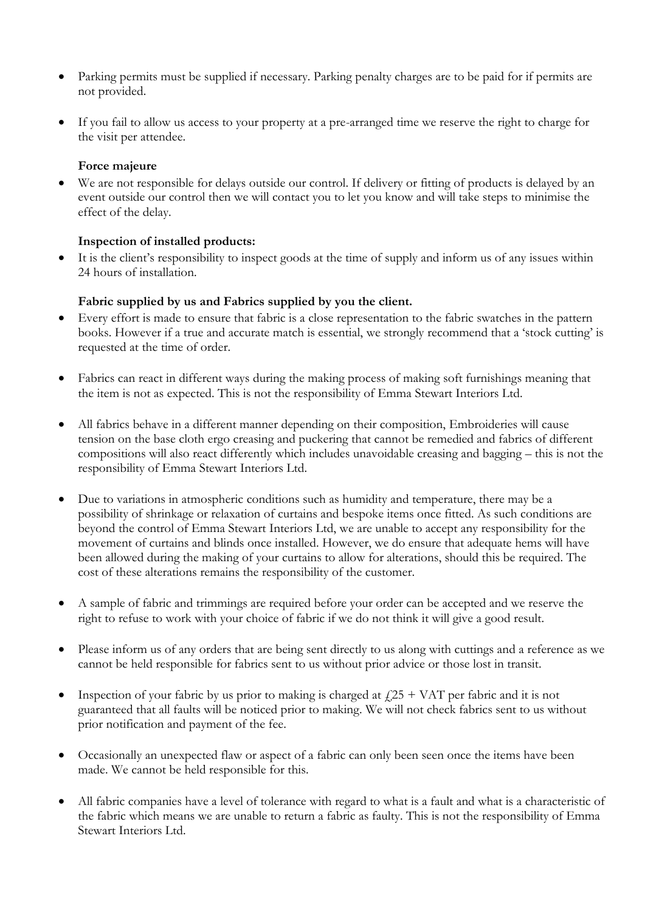- Parking permits must be supplied if necessary. Parking penalty charges are to be paid for if permits are not provided.

- If you fail to allow us access to your property at a pre-arranged time we reserve the right to charge for the visit per attendee.

**Force majeure**

- We are not responsible for delays outside our control. If delivery or fitting of products is delayed by an event outside our control then we will contact you to let you know and will take steps to minimise the effect of the delay.

**Inspection of installed products:**

- It is the client's responsibility to inspect goods at the time of supply and inform us of any issues within 24 hours of installation.

**Fabric supplied by us and Fabrics supplied by you the client.**

- Every effort is made to ensure that fabric is a close representation to the fabric swatches in the pattern books. However if a true and accurate match is essential, we strongly recommend that a 'stock cutting' is requested at the time of order.

- Fabrics can react in different ways during the making process of making soft furnishings meaning that the item is not as expected. This is not the responsibility of Emma Stewart Interiors Ltd.

- All fabrics behave in a different manner depending on their composition, Embroideries will cause tension on the base cloth ergo creasing and puckering that cannot be remedied and fabrics of different compositions will also react differently which includes unavoidable creasing and bagging – this is not the responsibility of Emma Stewart Interiors Ltd.

- Due to variations in atmospheric conditions such as humidity and temperature, there may be a possibility of shrinkage or relaxation of curtains and bespoke items once fitted. As such conditions are beyond the control of Emma Stewart Interiors Ltd, we are unable to accept any responsibility for the movement of curtains and blinds once installed. However, we do ensure that adequate hems will have been allowed during the making of your curtains to allow for alterations, should this be required. The cost of these alterations remains the responsibility of the customer.

- A sample of fabric and trimmings are required before your order can be accepted and we reserve the right to refuse to work with your choice of fabric if we do not think it will give a good result.

- Please inform us of any orders that are being sent directly to us along with cuttings and a reference as we cannot be held responsible for fabrics sent to us without prior advice or those lost in transit.

- Inspection of your fabric by us prior to making is charged at £25 + VAT per fabric and it is not guaranteed that all faults will be noticed prior to making. We will not check fabrics sent to us without prior notification and payment of the fee.

- Occasionally an unexpected flaw or aspect of a fabric can only been seen once the items have been made. We cannot be held responsible for this.

- All fabric companies have a level of tolerance with regard to what is a fault and what is a characteristic of the fabric which means we are unable to return a fabric as faulty. This is not the responsibility of Emma Stewart Interiors Ltd.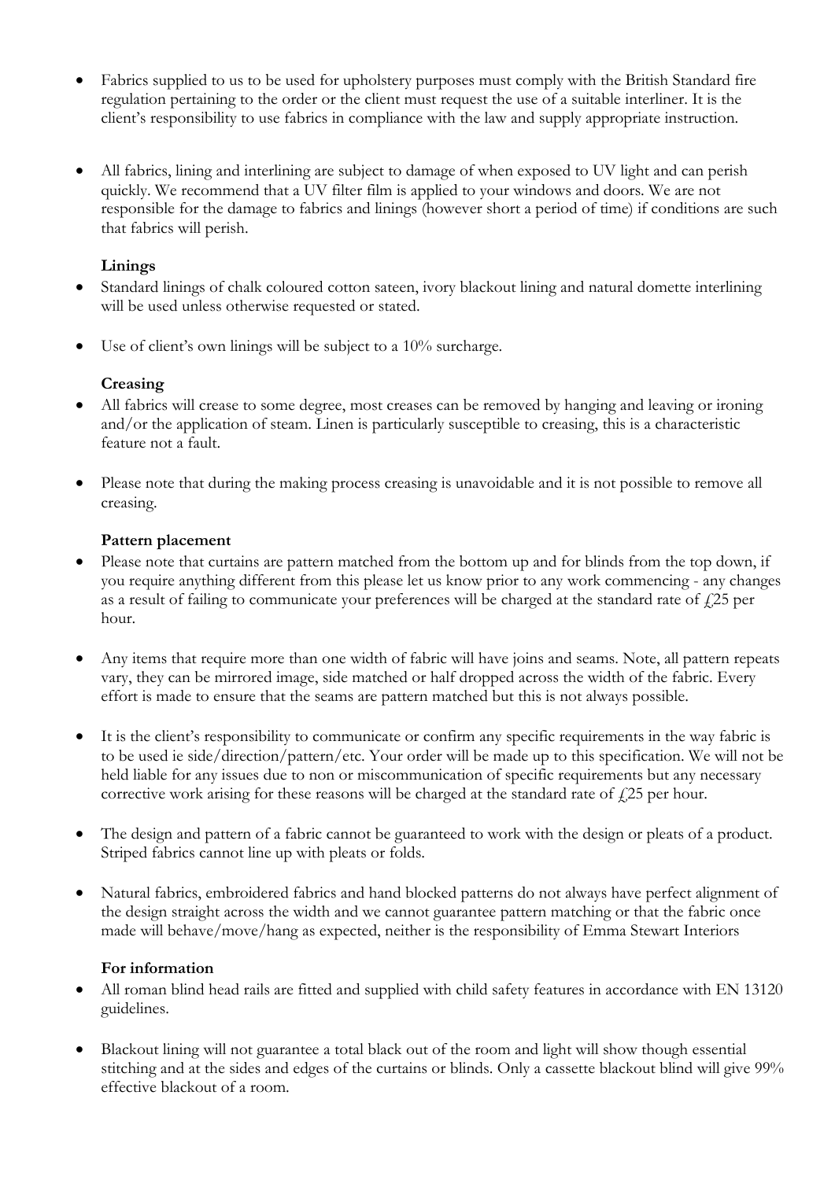- Fabrics supplied to us to be used for upholstery purposes must comply with the British Standard fire regulation pertaining to the order or the client must request the use of a suitable interliner. It is the client's responsibility to use fabrics in compliance with the law and supply appropriate instruction.

- All fabrics, lining and interlining are subject to damage of when exposed to UV light and can perish quickly. We recommend that a UV filter film is applied to your windows and doors. We are not responsible for the damage to fabrics and linings (however short a period of time) if conditions are such that fabrics will perish.

**Linings**

- Standard linings of chalk coloured cotton sateen, ivory blackout lining and natural domette interlining will be used unless otherwise requested or stated.

- Use of client's own linings will be subject to a 10% surcharge.

**Creasing**

- All fabrics will crease to some degree, most creases can be removed by hanging and leaving or ironing and/or the application of steam. Linen is particularly susceptible to creasing, this is a characteristic feature not a fault.

- Please note that during the making process creasing is unavoidable and it is not possible to remove all creasing.

**Pattern placement**

- Please note that curtains are pattern matched from the bottom up and for blinds from the top down, if you require anything different from this please let us know prior to any work commencing - any changes as a result of failing to communicate your preferences will be charged at the standard rate of £25 per hour.

- Any items that require more than one width of fabric will have joins and seams. Note, all pattern repeats vary, they can be mirrored image, side matched or half dropped across the width of the fabric. Every effort is made to ensure that the seams are pattern matched but this is not always possible.

- It is the client's responsibility to communicate or confirm any specific requirements in the way fabric is to be used ie side/direction/pattern/etc. Your order will be made up to this specification. We will not be held liable for any issues due to non or miscommunication of specific requirements but any necessary corrective work arising for these reasons will be charged at the standard rate of £25 per hour.

- The design and pattern of a fabric cannot be guaranteed to work with the design or pleats of a product. Striped fabrics cannot line up with pleats or folds.

- Natural fabrics, embroidered fabrics and hand blocked patterns do not always have perfect alignment of the design straight across the width and we cannot guarantee pattern matching or that the fabric once made will behave/move/hang as expected, neither is the responsibility of Emma Stewart Interiors

**For information**

- All roman blind head rails are fitted and supplied with child safety features in accordance with EN 13120 guidelines.

- Blackout lining will not guarantee a total black out of the room and light will show though essential stitching and at the sides and edges of the curtains or blinds. Only a cassette blackout blind will give 99% effective blackout of a room.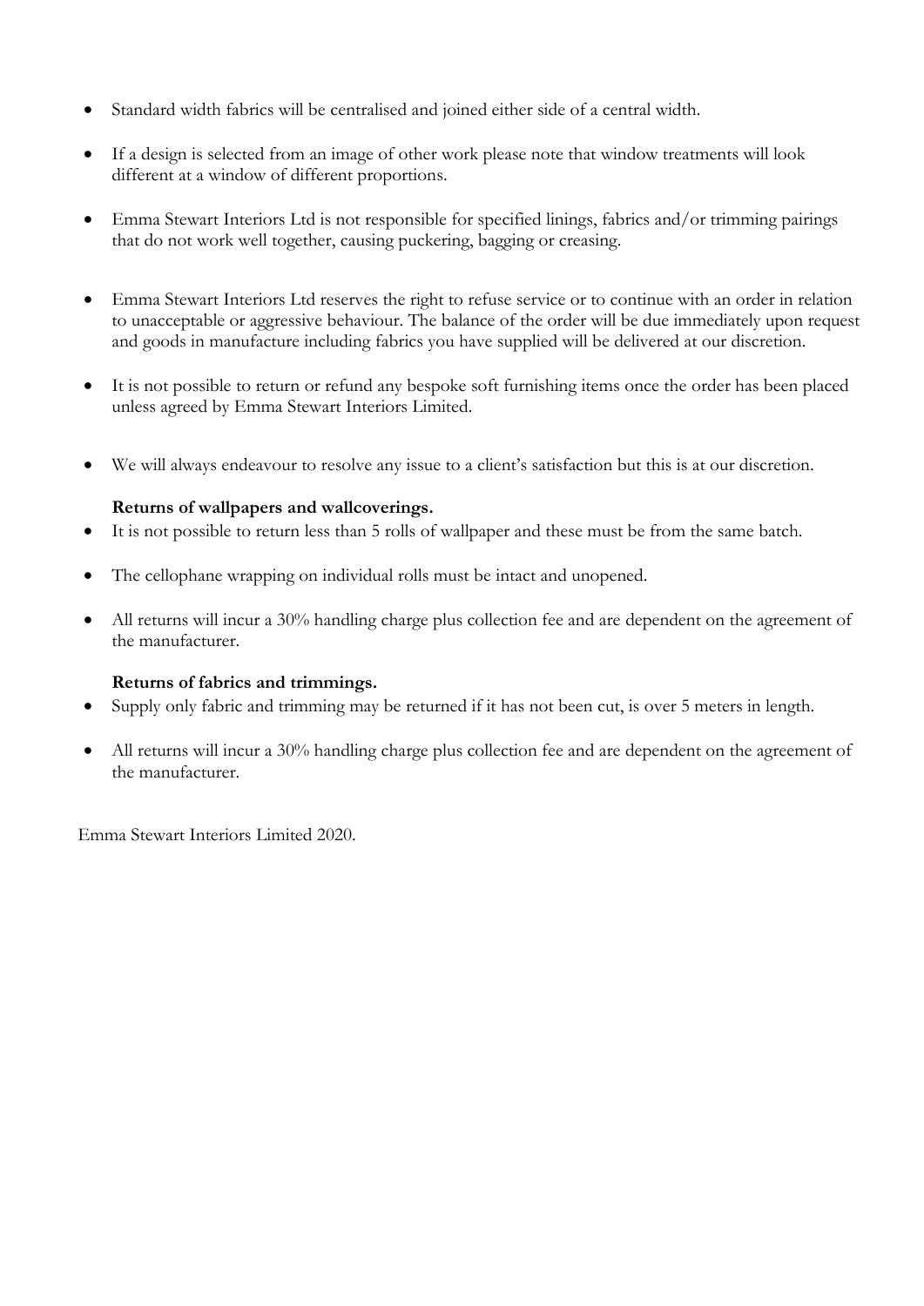- Standard width fabrics will be centralised and joined either side of a central width.

- If a design is selected from an image of other work please note that window treatments will look different at a window of different proportions.

- Emma Stewart Interiors Ltd is not responsible for specified linings, fabrics and/or trimming pairings that do not work well together, causing puckering, bagging or creasing.

- Emma Stewart Interiors Ltd reserves the right to refuse service or to continue with an order in relation to unacceptable or aggressive behaviour. The balance of the order will be due immediately upon request and goods in manufacture including fabrics you have supplied will be delivered at our discretion.

- It is not possible to return or refund any bespoke soft furnishing items once the order has been placed unless agreed by Emma Stewart Interiors Limited.

- We will always endeavour to resolve any issue to a client's satisfaction but this is at our discretion.

**Returns of wallpapers and wallcoverings.**

- It is not possible to return less than 5 rolls of wallpaper and these must be from the same batch.

- The cellophane wrapping on individual rolls must be intact and unopened.

- All returns will incur a 30% handling charge plus collection fee and are dependent on the agreement of the manufacturer.

**Returns of fabrics and trimmings.**

- Supply only fabric and trimming may be returned if it has not been cut, is over 5 meters in length.

- All returns will incur a 30% handling charge plus collection fee and are dependent on the agreement of the manufacturer.

Emma Stewart Interiors Limited 2020.